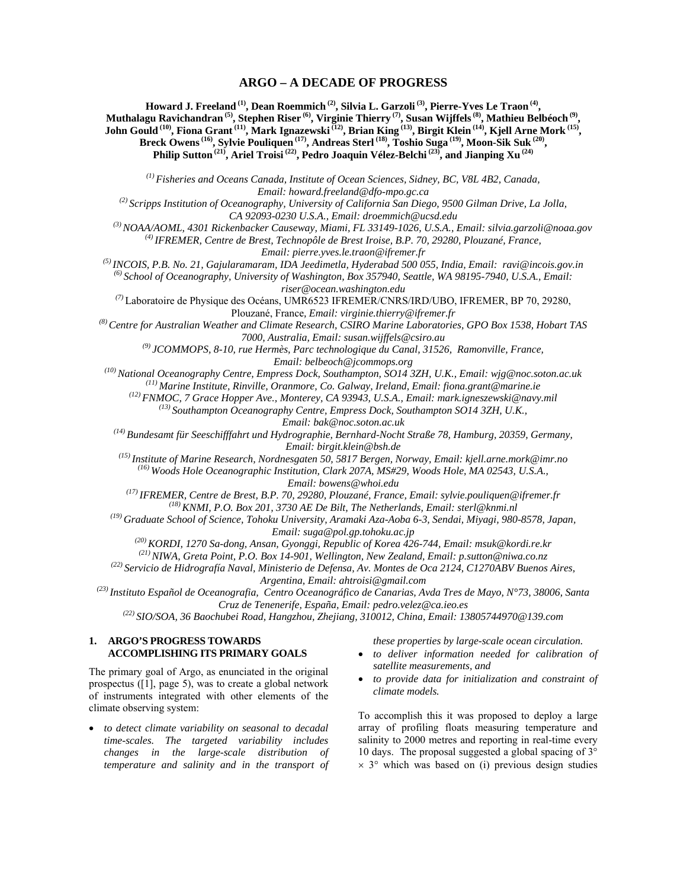# ARGO – A DECADE OF PROGRESS

**Howard J. Freeland [(1)], Dean Roemmich [(2)], Silvia L. Garzoli [(3)], Pierre-Yves Le Traon [(4)], Muthalagu Ravichandran [(5)], Stephen Riser [(6)], Virginie Thierry [(7)], Susan Wijffels [(8)], Mathieu Belbéoch [(9)], John Gould [(10)], Fiona Grant [(11)], Mark Ignazewski [(12)], Brian King [(13)], Birgit Klein [(14)], Kjell Arne Mork [(15)], Breck Owens [(16)], Sylvie Pouliquen [(17)], Andreas Sterl [(18)], Toshio Suga [(19)], Moon-Sik Suk [(20)], Philip Sutton [(21)], Ariel Troisi [(22)], Pedro Joaquin Vélez-Belchi [(23)], and Jianping Xu [(24)]**

*[(1)] Fisheries and Oceans Canada, Institute of Ocean Sciences, Sidney, BC, V8L 4B2, Canada, Email: howard.freeland@dfo-mpo.gc.ca*

*[(2)] Scripps Institution of Oceanography, University of California San Diego, 9500 Gilman Drive, La Jolla, CA 92093-0230 U.S.A., Email: droemmich@ucsd.edu*

*[(3)] NOAA/AOML, 4301 Rickenbacker Causeway, Miami, FL 33149-1026, U.S.A., Email: silvia.garzoli@noaa.gov*

*[(4)] IFREMER, Centre de Brest, Technopôle de Brest Iroise, B.P. 70, 29280, Plouzané, France, Email: pierre.yves.le.traon@ifremer.fr*

*[(5)] INCOIS, P.B. No. 21, Gajularamaram, IDA Jeedimetla, Hyderabad 500 055, India, Email: ravi@incois.gov.in*

*[(6)] School of Oceanography, University of Washington, Box 357940, Seattle, WA 98195-7940, U.S.A., Email: riser@ocean.washington.edu*

[(7)] Laboratoire de Physique des Océans, UMR6523 IFREMER/CNRS/IRD/UBO, IFREMER, BP 70, 29280, Plouzané, France, *Email: virginie.thierry@ifremer.fr*

*[(8)] Centre for Australian Weather and Climate Research, CSIRO Marine Laboratories, GPO Box 1538, Hobart TAS 7000, Australia, Email: susan.wijffels@csiro.au*

*[(9)] JCOMMOPS, 8-10, rue Hermès, Parc technologique du Canal, 31526, Ramonville, France, Email: belbeoch@jcommops.org*

*[(10)] National Oceanography Centre, Empress Dock, Southampton, SO14 3ZH, U.K., Email: wjg@noc.soton.ac.uk*

*[(11)] Marine Institute, Rinville, Oranmore, Co. Galway, Ireland, Email: fiona.grant@marine.ie*

*[(12)] FNMOC, 7 Grace Hopper Ave., Monterey, CA 93943, U.S.A., Email: mark.igneszewski@navy.mil*

*[(13)] Southampton Oceanography Centre, Empress Dock, Southampton SO14 3ZH, U.K., Email: bak@noc.soton.ac.uk*

*[(14)] Bundesamt für Seeschifffahrt und Hydrographie, Bernhard-Nocht Straße 78, Hamburg, 20359, Germany, Email: birgit.klein@bsh.de*

*[(15)] Institute of Marine Research, Nordnesgaten 50, 5817 Bergen, Norway, Email: kjell.arne.mork@imr.no*

*[(16)] Woods Hole Oceanographic Institution, Clark 207A, MS#29, Woods Hole, MA 02543, U.S.A., Email: bowens@whoi.edu*

*[(17)] IFREMER, Centre de Brest, B.P. 70, 29280, Plouzané, France, Email: sylvie.pouliquen@ifremer.fr*

*[(18)] KNMI, P.O. Box 201, 3730 AE De Bilt, The Netherlands, Email: sterl@knmi.nl*

*[(19)] Graduate School of Science, Tohoku University, Aramaki Aza-Aoba 6-3, Sendai, Miyagi, 980-8578, Japan, Email: suga@pol.gp.tohoku.ac.jp*

*[(20)] KORDI, 1270 Sa-dong, Ansan, Gyonggi, Republic of Korea 426-744, Email: msuk@kordi.re.kr*

*[(21)] NIWA, Greta Point, P.O. Box 14-901, Wellington, New Zealand, Email: p.sutton@niwa.co.nz*

*[(22)] Servicio de Hidrografía Naval, Ministerio de Defensa, Av. Montes de Oca 2124, C1270ABV Buenos Aires, Argentina, Email: ahtroisi@gmail.com*

*[(23)] Instituto Español de Oceanografia, Centro Oceanográfico de Canarias, Avda Tres de Mayo, N°73, 38006, Santa Cruz de Tenenerife, España, Email: pedro.velez@ca.ieo.es*

*[(22)] SIO/SOA, 36 Baochubei Road, Hangzhou, Zhejiang, 310012, China, Email: 13805744970@139.com*

## 1. ARGO'S PROGRESS TOWARDS ACCOMPLISHING ITS PRIMARY GOALS

The primary goal of Argo, as enunciated in the original prospectus ([1], page 5), was to create a global network of instruments integrated with other elements of the climate observing system:

- *to detect climate variability on seasonal to decadal time-scales. The targeted variability includes changes in the large-scale distribution of temperature and salinity and in the transport of these properties by large-scale ocean circulation.*
- *to deliver information needed for calibration of satellite measurements, and*
- *to provide data for initialization and constraint of climate models.*

To accomplish this it was proposed to deploy a large array of profiling floats measuring temperature and salinity to 2000 metres and reporting in real-time every 10 days. The proposal suggested a global spacing of 3° × 3° which was based on (i) previous design studies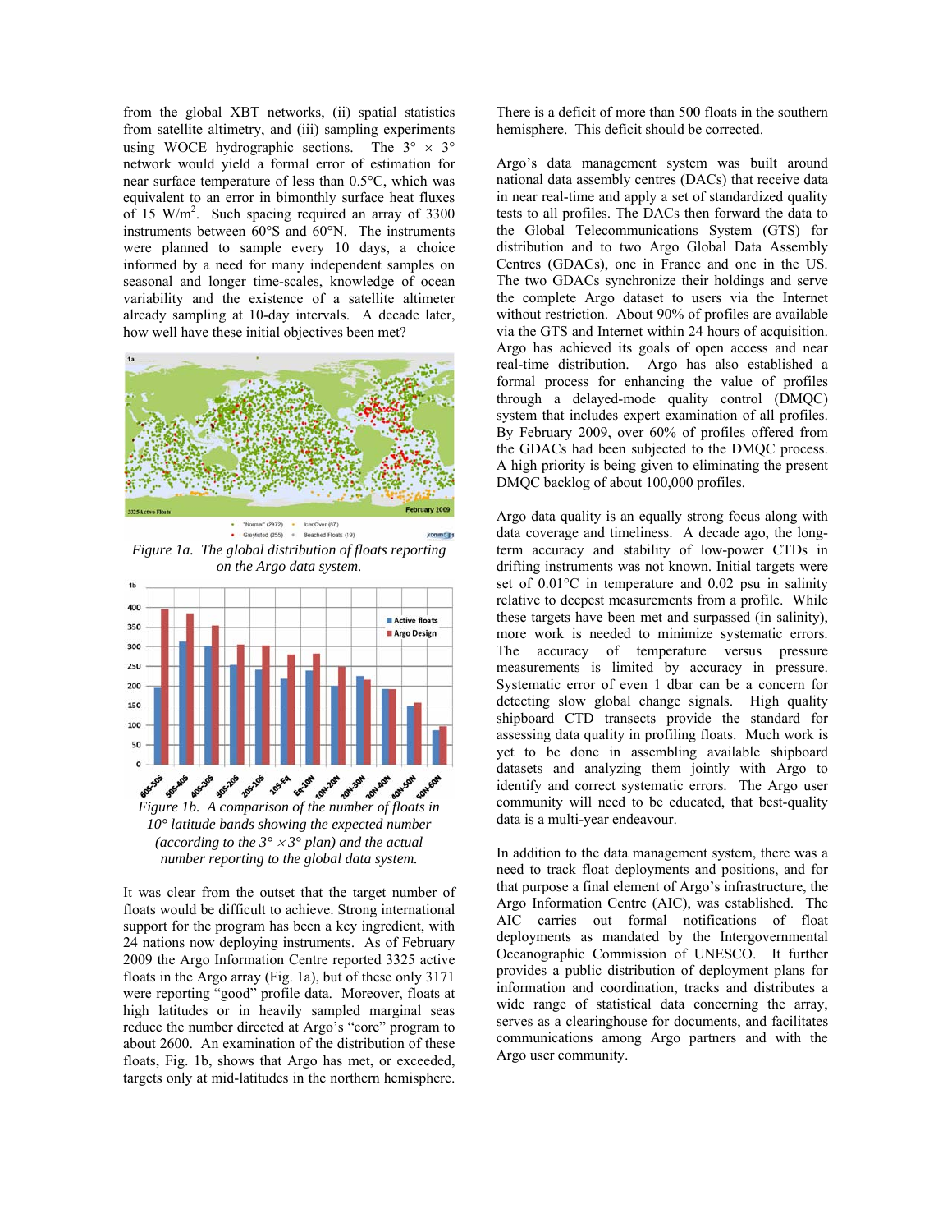from the global XBT networks, (ii) spatial statistics from satellite altimetry, and (iii) sampling experiments using WOCE hydrographic sections. The 3° × 3° network would yield a formal error of estimation for near surface temperature of less than 0.5°C, which was equivalent to an error in bimonthly surface heat fluxes of 15 W/m$^2$. Such spacing required an array of 3300 instruments between 60°S and 60°N. The instruments were planned to sample every 10 days, a choice informed by a need for many independent samples on seasonal and longer time-scales, knowledge of ocean variability and the existence of a satellite altimeter already sampling at 10-day intervals. A decade later, how well have these initial objectives been met?

*Figure 1a. The global distribution of floats reporting on the Argo data system.*

*Figure 1b. A comparison of the number of floats in 10° latitude bands showing the expected number (according to the 3° × 3° plan) and the actual number reporting to the global data system.*

It was clear from the outset that the target number of floats would be difficult to achieve. Strong international support for the program has been a key ingredient, with 24 nations now deploying instruments. As of February 2009 the Argo Information Centre reported 3325 active floats in the Argo array (Fig. 1a), but of these only 3171 were reporting "good" profile data. Moreover, floats at high latitudes or in heavily sampled marginal seas reduce the number directed at Argo's "core" program to about 2600. An examination of the distribution of these floats, Fig. 1b, shows that Argo has met, or exceeded, targets only at mid-latitudes in the northern hemisphere. There is a deficit of more than 500 floats in the southern hemisphere. This deficit should be corrected.

Argo's data management system was built around national data assembly centres (DACs) that receive data in near real-time and apply a set of standardized quality tests to all profiles. The DACs then forward the data to the Global Telecommunications System (GTS) for distribution and to two Argo Global Data Assembly Centres (GDACs), one in France and one in the US. The two GDACs synchronize their holdings and serve the complete Argo dataset to users via the Internet without restriction. About 90% of profiles are available via the GTS and Internet within 24 hours of acquisition. Argo has achieved its goals of open access and near real-time distribution. Argo has also established a formal process for enhancing the value of profiles through a delayed-mode quality control (DMQC) system that includes expert examination of all profiles. By February 2009, over 60% of profiles offered from the GDACs had been subjected to the DMQC process. A high priority is being given to eliminating the present DMQC backlog of about 100,000 profiles.

Argo data quality is an equally strong focus along with data coverage and timeliness. A decade ago, the long-term accuracy and stability of low-power CTDs in drifting instruments was not known. Initial targets were set of 0.01°C in temperature and 0.02 psu in salinity relative to deepest measurements from a profile. While these targets have been met and surpassed (in salinity), more work is needed to minimize systematic errors. The accuracy of temperature versus pressure measurements is limited by accuracy in pressure. Systematic error of even 1 dbar can be a concern for detecting slow global change signals. High quality shipboard CTD transects provide the standard for assessing data quality in profiling floats. Much work is yet to be done in assembling available shipboard datasets and analyzing them jointly with Argo to identify and correct systematic errors. The Argo user community will need to be educated, that best-quality data is a multi-year endeavour.

In addition to the data management system, there was a need to track float deployments and positions, and for that purpose a final element of Argo's infrastructure, the Argo Information Centre (AIC), was established. The AIC carries out formal notifications of float deployments as mandated by the Intergovernmental Oceanographic Commission of UNESCO. It further provides a public distribution of deployment plans for information and coordination, tracks and distributes a wide range of statistical data concerning the array, serves as a clearinghouse for documents, and facilitates communications among Argo partners and with the Argo user community.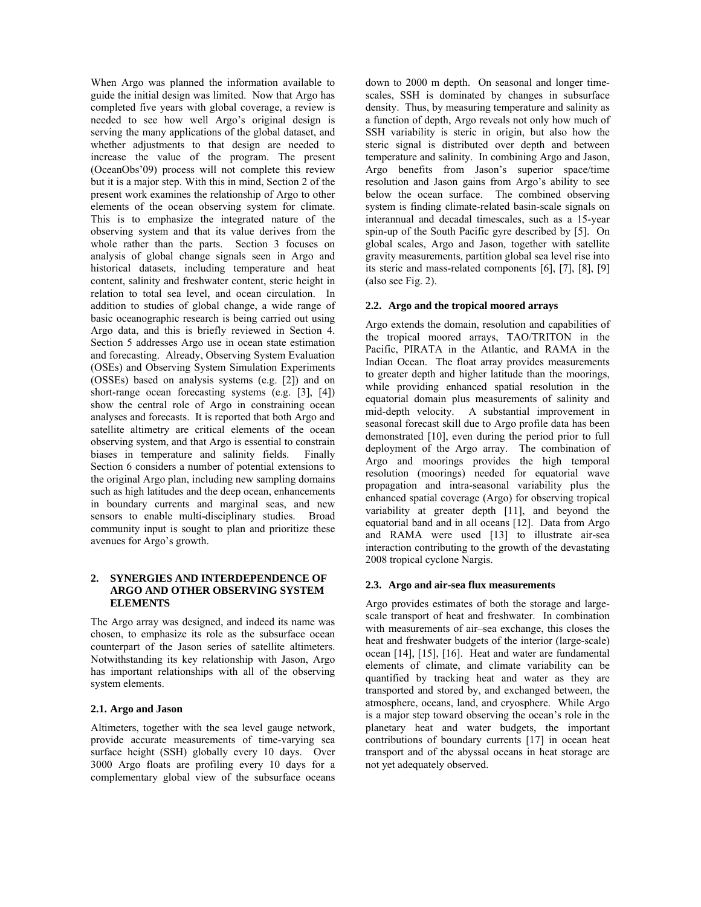When Argo was planned the information available to guide the initial design was limited. Now that Argo has completed five years with global coverage, a review is needed to see how well Argo's original design is serving the many applications of the global dataset, and whether adjustments to that design are needed to increase the value of the program. The present (OceanObs'09) process will not complete this review but it is a major step. With this in mind, Section 2 of the present work examines the relationship of Argo to other elements of the ocean observing system for climate. This is to emphasize the integrated nature of the observing system and that its value derives from the whole rather than the parts. Section 3 focuses on analysis of global change signals seen in Argo and historical datasets, including temperature and heat content, salinity and freshwater content, steric height in relation to total sea level, and ocean circulation. In addition to studies of global change, a wide range of basic oceanographic research is being carried out using Argo data, and this is briefly reviewed in Section 4. Section 5 addresses Argo use in ocean state estimation and forecasting. Already, Observing System Evaluation (OSEs) and Observing System Simulation Experiments (OSSEs) based on analysis systems (e.g. [2]) and on short-range ocean forecasting systems (e.g. [3], [4]) show the central role of Argo in constraining ocean analyses and forecasts. It is reported that both Argo and satellite altimetry are critical elements of the ocean observing system, and that Argo is essential to constrain biases in temperature and salinity fields. Finally Section 6 considers a number of potential extensions to the original Argo plan, including new sampling domains such as high latitudes and the deep ocean, enhancements in boundary currents and marginal seas, and new sensors to enable multi-disciplinary studies. Broad community input is sought to plan and prioritize these avenues for Argo's growth.

## 2. SYNERGIES AND INTERDEPENDENCE OF ARGO AND OTHER OBSERVING SYSTEM ELEMENTS

The Argo array was designed, and indeed its name was chosen, to emphasize its role as the subsurface ocean counterpart of the Jason series of satellite altimeters. Notwithstanding its key relationship with Jason, Argo has important relationships with all of the observing system elements.

### 2.1. Argo and Jason

Altimeters, together with the sea level gauge network, provide accurate measurements of time-varying sea surface height (SSH) globally every 10 days. Over 3000 Argo floats are profiling every 10 days for a complementary global view of the subsurface oceans down to 2000 m depth. On seasonal and longer time-scales, SSH is dominated by changes in subsurface density. Thus, by measuring temperature and salinity as a function of depth, Argo reveals not only how much of SSH variability is steric in origin, but also how the steric signal is distributed over depth and between temperature and salinity. In combining Argo and Jason, Argo benefits from Jason's superior space/time resolution and Jason gains from Argo's ability to see below the ocean surface. The combined observing system is finding climate-related basin-scale signals on interannual and decadal timescales, such as a 15-year spin-up of the South Pacific gyre described by [5]. On global scales, Argo and Jason, together with satellite gravity measurements, partition global sea level rise into its steric and mass-related components [6], [7], [8], [9] (also see Fig. 2).

### 2.2. Argo and the tropical moored arrays

Argo extends the domain, resolution and capabilities of the tropical moored arrays, TAO/TRITON in the Pacific, PIRATA in the Atlantic, and RAMA in the Indian Ocean. The float array provides measurements to greater depth and higher latitude than the moorings, while providing enhanced spatial resolution in the equatorial domain plus measurements of salinity and mid-depth velocity. A substantial improvement in seasonal forecast skill due to Argo profile data has been demonstrated [10], even during the period prior to full deployment of the Argo array. The combination of Argo and moorings provides the high temporal resolution (moorings) needed for equatorial wave propagation and intra-seasonal variability plus the enhanced spatial coverage (Argo) for observing tropical variability at greater depth [11], and beyond the equatorial band and in all oceans [12]. Data from Argo and RAMA were used [13] to illustrate air-sea interaction contributing to the growth of the devastating 2008 tropical cyclone Nargis.

### 2.3. Argo and air-sea flux measurements

Argo provides estimates of both the storage and large-scale transport of heat and freshwater. In combination with measurements of air–sea exchange, this closes the heat and freshwater budgets of the interior (large-scale) ocean [14], [15], [16]. Heat and water are fundamental elements of climate, and climate variability can be quantified by tracking heat and water as they are transported and stored by, and exchanged between, the atmosphere, oceans, land, and cryosphere. While Argo is a major step toward observing the ocean's role in the planetary heat and water budgets, the important contributions of boundary currents [17] in ocean heat transport and of the abyssal oceans in heat storage are not yet adequately observed.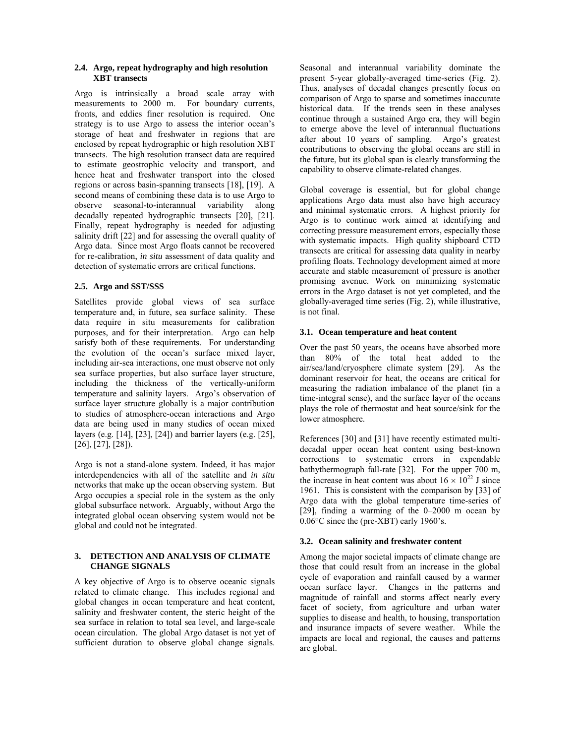### 2.4. Argo, repeat hydrography and high resolution XBT transects

Argo is intrinsically a broad scale array with measurements to 2000 m. For boundary currents, fronts, and eddies finer resolution is required. One strategy is to use Argo to assess the interior ocean's storage of heat and freshwater in regions that are enclosed by repeat hydrographic or high resolution XBT transects. The high resolution transect data are required to estimate geostrophic velocity and transport, and hence heat and freshwater transport into the closed regions or across basin-spanning transects [18], [19]. A second means of combining these data is to use Argo to observe seasonal-to-interannual variability along decadally repeated hydrographic transects [20], [21]. Finally, repeat hydrography is needed for adjusting salinity drift [22] and for assessing the overall quality of Argo data. Since most Argo floats cannot be recovered for re-calibration, *in situ* assessment of data quality and detection of systematic errors are critical functions.

### 2.5. Argo and SST/SSS

Satellites provide global views of sea surface temperature and, in future, sea surface salinity. These data require in situ measurements for calibration purposes, and for their interpretation. Argo can help satisfy both of these requirements. For understanding the evolution of the ocean's surface mixed layer, including air-sea interactions, one must observe not only sea surface properties, but also surface layer structure, including the thickness of the vertically-uniform temperature and salinity layers. Argo's observation of surface layer structure globally is a major contribution to studies of atmosphere-ocean interactions and Argo data are being used in many studies of ocean mixed layers (e.g. [14], [23], [24]) and barrier layers (e.g. [25], [26], [27], [28]).

Argo is not a stand-alone system. Indeed, it has major interdependencies with all of the satellite and *in situ* networks that make up the ocean observing system. But Argo occupies a special role in the system as the only global subsurface network. Arguably, without Argo the integrated global ocean observing system would not be global and could not be integrated.

## 3. DETECTION AND ANALYSIS OF CLIMATE CHANGE SIGNALS

A key objective of Argo is to observe oceanic signals related to climate change. This includes regional and global changes in ocean temperature and heat content, salinity and freshwater content, the steric height of the sea surface in relation to total sea level, and large-scale ocean circulation. The global Argo dataset is not yet of sufficient duration to observe global change signals. Seasonal and interannual variability dominate the present 5-year globally-averaged time-series (Fig. 2). Thus, analyses of decadal changes presently focus on comparison of Argo to sparse and sometimes inaccurate historical data. If the trends seen in these analyses continue through a sustained Argo era, they will begin to emerge above the level of interannual fluctuations after about 10 years of sampling. Argo's greatest contributions to observing the global oceans are still in the future, but its global span is clearly transforming the capability to observe climate-related changes.

Global coverage is essential, but for global change applications Argo data must also have high accuracy and minimal systematic errors. A highest priority for Argo is to continue work aimed at identifying and correcting pressure measurement errors, especially those with systematic impacts. High quality shipboard CTD transects are critical for assessing data quality in nearby profiling floats. Technology development aimed at more accurate and stable measurement of pressure is another promising avenue. Work on minimizing systematic errors in the Argo dataset is not yet completed, and the globally-averaged time series (Fig. 2), while illustrative, is not final.

### 3.1. Ocean temperature and heat content

Over the past 50 years, the oceans have absorbed more than 80% of the total heat added to the air/sea/land/cryosphere climate system [29]. As the dominant reservoir for heat, the oceans are critical for measuring the radiation imbalance of the planet (in a time-integral sense), and the surface layer of the oceans plays the role of thermostat and heat source/sink for the lower atmosphere.

References [30] and [31] have recently estimated multi-decadal upper ocean heat content using best-known corrections to systematic errors in expendable bathythermograph fall-rate [32]. For the upper 700 m, the increase in heat content was about $16 \times 10^{22}$ J since 1961. This is consistent with the comparison by [33] of Argo data with the global temperature time-series of [29], finding a warming of the 0–2000 m ocean by 0.06°C since the (pre-XBT) early 1960's.

### 3.2. Ocean salinity and freshwater content

Among the major societal impacts of climate change are those that could result from an increase in the global cycle of evaporation and rainfall caused by a warmer ocean surface layer. Changes in the patterns and magnitude of rainfall and storms affect nearly every facet of society, from agriculture and urban water supplies to disease and health, to housing, transportation and insurance impacts of severe weather. While the impacts are local and regional, the causes and patterns are global.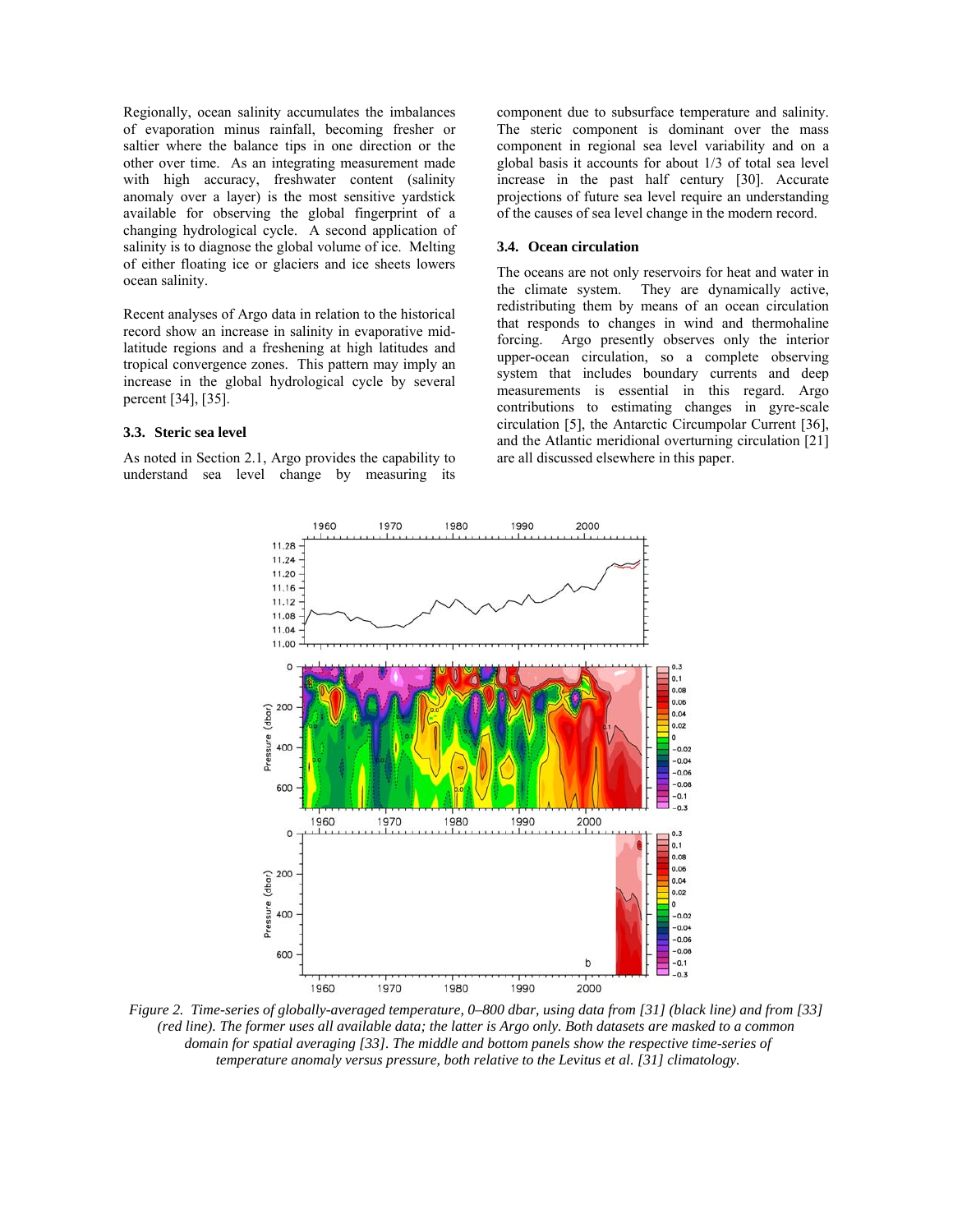Regionally, ocean salinity accumulates the imbalances of evaporation minus rainfall, becoming fresher or saltier where the balance tips in one direction or the other over time. As an integrating measurement made with high accuracy, freshwater content (salinity anomaly over a layer) is the most sensitive yardstick available for observing the global fingerprint of a changing hydrological cycle. A second application of salinity is to diagnose the global volume of ice. Melting of either floating ice or glaciers and ice sheets lowers ocean salinity.

Recent analyses of Argo data in relation to the historical record show an increase in salinity in evaporative mid-latitude regions and a freshening at high latitudes and tropical convergence zones. This pattern may imply an increase in the global hydrological cycle by several percent [34], [35].

### 3.3. Steric sea level

As noted in Section 2.1, Argo provides the capability to understand sea level change by measuring its component due to subsurface temperature and salinity. The steric component is dominant over the mass component in regional sea level variability and on a global basis it accounts for about 1/3 of total sea level increase in the past half century [30]. Accurate projections of future sea level require an understanding of the causes of sea level change in the modern record.

### 3.4. Ocean circulation

The oceans are not only reservoirs for heat and water in the climate system. They are dynamically active, redistributing them by means of an ocean circulation that responds to changes in wind and thermohaline forcing. Argo presently observes only the interior upper-ocean circulation, so a complete observing system that includes boundary currents and deep measurements is essential in this regard. Argo contributions to estimating changes in gyre-scale circulation [5], the Antarctic Circumpolar Current [36], and the Atlantic meridional overturning circulation [21] are all discussed elsewhere in this paper.

*Figure 2. Time-series of globally-averaged temperature, 0–800 dbar, using data from [31] (black line) and from [33] (red line). The former uses all available data; the latter is Argo only. Both datasets are masked to a common domain for spatial averaging [33]. The middle and bottom panels show the respective time-series of temperature anomaly versus pressure, both relative to the Levitus et al. [31] climatology.*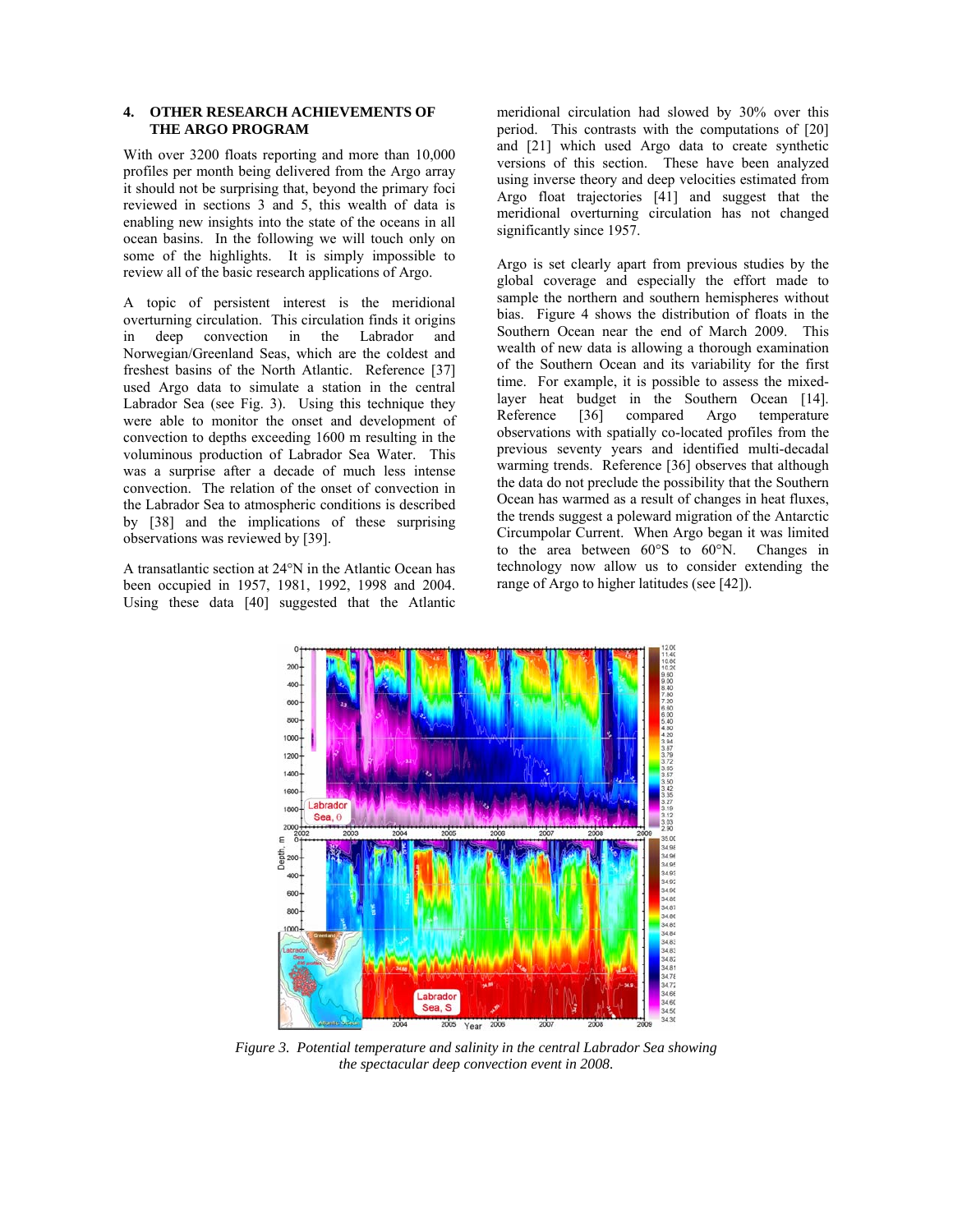## 4. OTHER RESEARCH ACHIEVEMENTS OF THE ARGO PROGRAM

With over 3200 floats reporting and more than 10,000 profiles per month being delivered from the Argo array it should not be surprising that, beyond the primary foci reviewed in sections 3 and 5, this wealth of data is enabling new insights into the state of the oceans in all ocean basins. In the following we will touch only on some of the highlights. It is simply impossible to review all of the basic research applications of Argo.

A topic of persistent interest is the meridional overturning circulation. This circulation finds it origins in deep convection in the Labrador and Norwegian/Greenland Seas, which are the coldest and freshest basins of the North Atlantic. Reference [37] used Argo data to simulate a station in the central Labrador Sea (see Fig. 3). Using this technique they were able to monitor the onset and development of convection to depths exceeding 1600 m resulting in the voluminous production of Labrador Sea Water. This was a surprise after a decade of much less intense convection. The relation of the onset of convection in the Labrador Sea to atmospheric conditions is described by [38] and the implications of these surprising observations was reviewed by [39].

A transatlantic section at 24°N in the Atlantic Ocean has been occupied in 1957, 1981, 1992, 1998 and 2004. Using these data [40] suggested that the Atlantic meridional circulation had slowed by 30% over this period. This contrasts with the computations of [20] and [21] which used Argo data to create synthetic versions of this section. These have been analyzed using inverse theory and deep velocities estimated from Argo float trajectories [41] and suggest that the meridional overturning circulation has not changed significantly since 1957.

Argo is set clearly apart from previous studies by the global coverage and especially the effort made to sample the northern and southern hemispheres without bias. Figure 4 shows the distribution of floats in the Southern Ocean near the end of March 2009. This wealth of new data is allowing a thorough examination of the Southern Ocean and its variability for the first time. For example, it is possible to assess the mixed-layer heat budget in the Southern Ocean [14]. Reference [36] compared Argo temperature observations with spatially co-located profiles from the previous seventy years and identified multi-decadal warming trends. Reference [36] observes that although the data do not preclude the possibility that the Southern Ocean has warmed as a result of changes in heat fluxes, the trends suggest a poleward migration of the Antarctic Circumpolar Current. When Argo began it was limited to the area between 60°S to 60°N. Changes in technology now allow us to consider extending the range of Argo to higher latitudes (see [42]).

*Figure 3. Potential temperature and salinity in the central Labrador Sea showing the spectacular deep convection event in 2008.*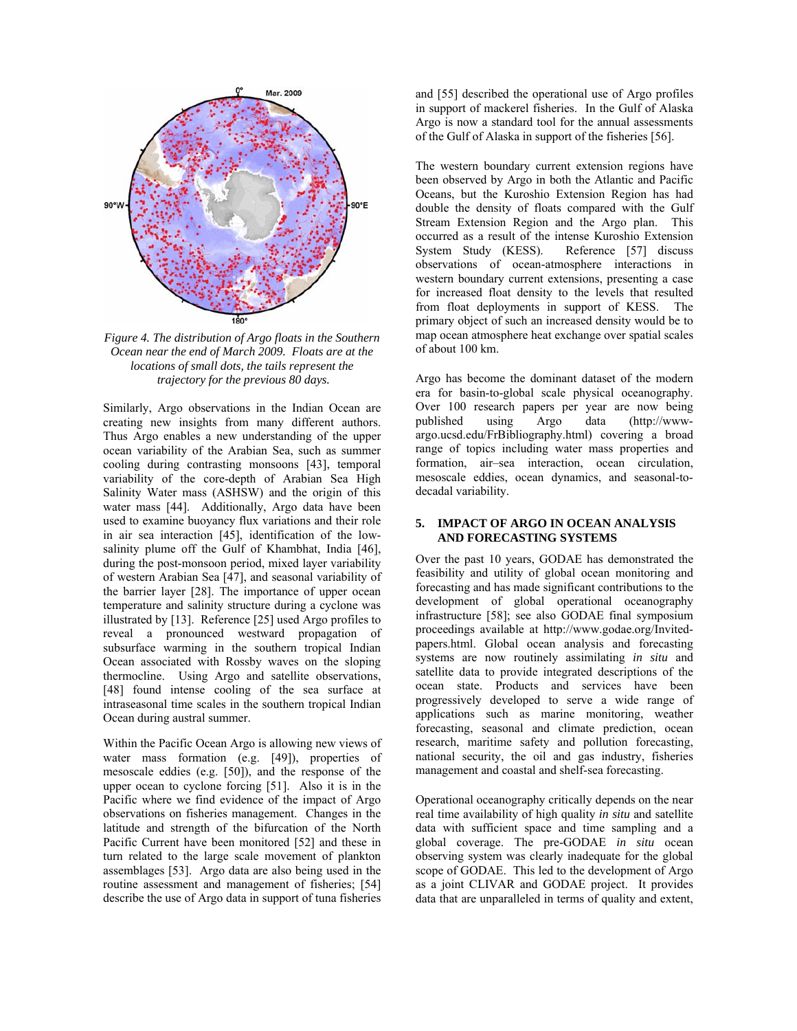Figure 4. The distribution of Argo floats in the Southern Ocean near the end of March 2009. Floats are at the locations of small dots, the tails represent the trajectory for the previous 80 days.

Similarly, Argo observations in the Indian Ocean are creating new insights from many different authors. Thus Argo enables a new understanding of the upper ocean variability of the Arabian Sea, such as summer cooling during contrasting monsoons [43], temporal variability of the core-depth of Arabian Sea High Salinity Water mass (ASHSW) and the origin of this water mass [44]. Additionally, Argo data have been used to examine buoyancy flux variations and their role in air sea interaction [45], identification of the low-salinity plume off the Gulf of Khambhat, India [46], during the post-monsoon period, mixed layer variability of western Arabian Sea [47], and seasonal variability of the barrier layer [28]. The importance of upper ocean temperature and salinity structure during a cyclone was illustrated by [13]. Reference [25] used Argo profiles to reveal a pronounced westward propagation of subsurface warming in the southern tropical Indian Ocean associated with Rossby waves on the sloping thermocline. Using Argo and satellite observations, [48] found intense cooling of the sea surface at intraseasonal time scales in the southern tropical Indian Ocean during austral summer.

Within the Pacific Ocean Argo is allowing new views of water mass formation (e.g. [49]), properties of mesoscale eddies (e.g. [50]), and the response of the upper ocean to cyclone forcing [51]. Also it is in the Pacific where we find evidence of the impact of Argo observations on fisheries management. Changes in the latitude and strength of the bifurcation of the North Pacific Current have been monitored [52] and these in turn related to the large scale movement of plankton assemblages [53]. Argo data are also being used in the routine assessment and management of fisheries; [54] describe the use of Argo data in support of tuna fisheries and [55] described the operational use of Argo profiles in support of mackerel fisheries. In the Gulf of Alaska Argo is now a standard tool for the annual assessments of the Gulf of Alaska in support of the fisheries [56].

The western boundary current extension regions have been observed by Argo in both the Atlantic and Pacific Oceans, but the Kuroshio Extension Region has had double the density of floats compared with the Gulf Stream Extension Region and the Argo plan. This occurred as a result of the intense Kuroshio Extension System Study (KESS). Reference [57] discuss observations of ocean-atmosphere interactions in western boundary current extensions, presenting a case for increased float density to the levels that resulted from float deployments in support of KESS. The primary object of such an increased density would be to map ocean atmosphere heat exchange over spatial scales of about 100 km.

Argo has become the dominant dataset of the modern era for basin-to-global scale physical oceanography. Over 100 research papers per year are now being published using Argo data (http://www-argo.ucsd.edu/FrBibliography.html) covering a broad range of topics including water mass properties and formation, air–sea interaction, ocean circulation, mesoscale eddies, ocean dynamics, and seasonal-to-decadal variability.

## 5. IMPACT OF ARGO IN OCEAN ANALYSIS AND FORECASTING SYSTEMS

Over the past 10 years, GODAE has demonstrated the feasibility and utility of global ocean monitoring and forecasting and has made significant contributions to the development of global operational oceanography infrastructure [58]; see also GODAE final symposium proceedings available at http://www.godae.org/Invited-papers.html. Global ocean analysis and forecasting systems are now routinely assimilating *in situ* and satellite data to provide integrated descriptions of the ocean state. Products and services have been progressively developed to serve a wide range of applications such as marine monitoring, weather forecasting, seasonal and climate prediction, ocean research, maritime safety and pollution forecasting, national security, the oil and gas industry, fisheries management and coastal and shelf-sea forecasting.

Operational oceanography critically depends on the near real time availability of high quality *in situ* and satellite data with sufficient space and time sampling and a global coverage. The pre-GODAE *in situ* ocean observing system was clearly inadequate for the global scope of GODAE. This led to the development of Argo as a joint CLIVAR and GODAE project. It provides data that are unparalleled in terms of quality and extent,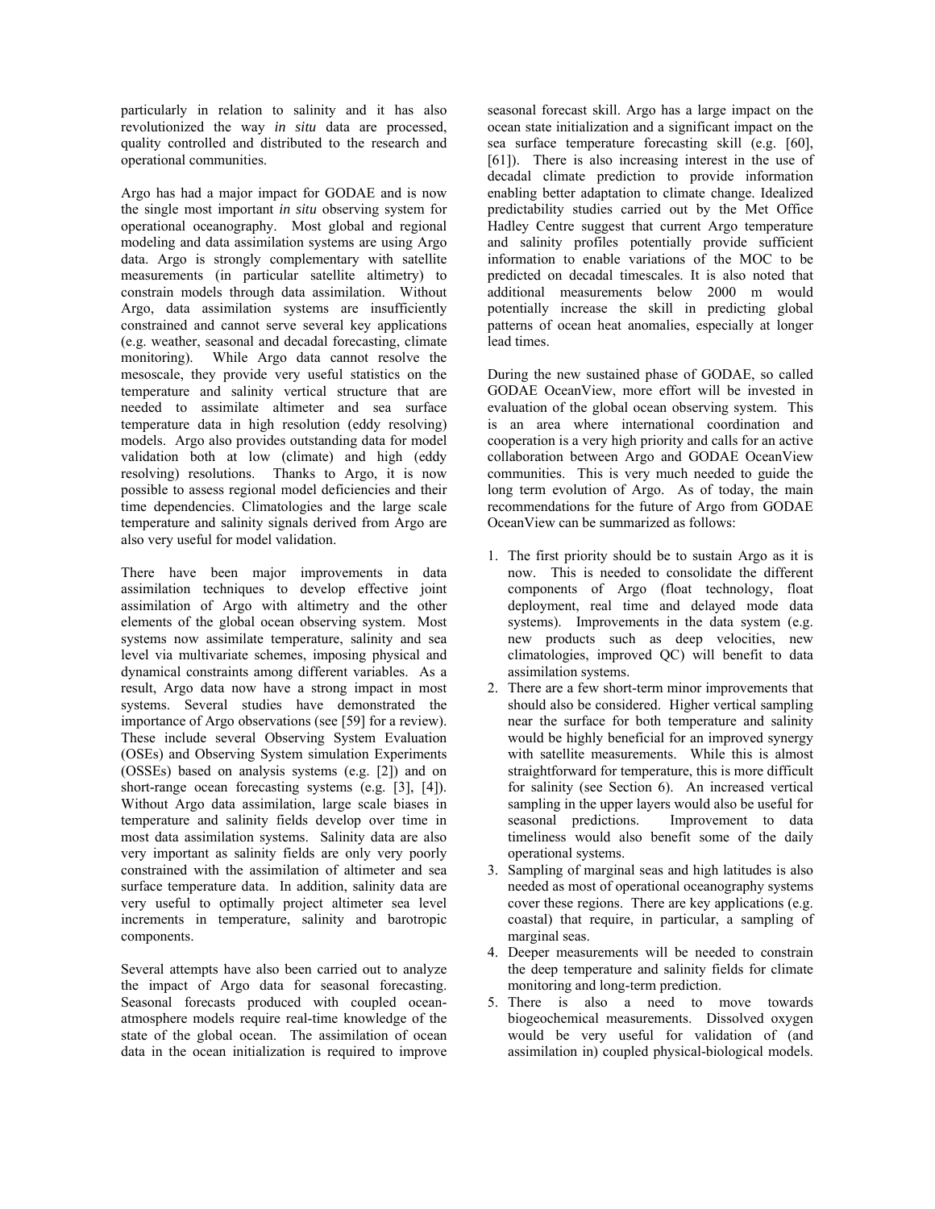particularly in relation to salinity and it has also revolutionized the way *in situ* data are processed, quality controlled and distributed to the research and operational communities.

Argo has had a major impact for GODAE and is now the single most important *in situ* observing system for operational oceanography. Most global and regional modeling and data assimilation systems are using Argo data. Argo is strongly complementary with satellite measurements (in particular satellite altimetry) to constrain models through data assimilation. Without Argo, data assimilation systems are insufficiently constrained and cannot serve several key applications (e.g. weather, seasonal and decadal forecasting, climate monitoring). While Argo data cannot resolve the mesoscale, they provide very useful statistics on the temperature and salinity vertical structure that are needed to assimilate altimeter and sea surface temperature data in high resolution (eddy resolving) models. Argo also provides outstanding data for model validation both at low (climate) and high (eddy resolving) resolutions. Thanks to Argo, it is now possible to assess regional model deficiencies and their time dependencies. Climatologies and the large scale temperature and salinity signals derived from Argo are also very useful for model validation.

There have been major improvements in data assimilation techniques to develop effective joint assimilation of Argo with altimetry and the other elements of the global ocean observing system. Most systems now assimilate temperature, salinity and sea level via multivariate schemes, imposing physical and dynamical constraints among different variables. As a result, Argo data now have a strong impact in most systems. Several studies have demonstrated the importance of Argo observations (see [59] for a review). These include several Observing System Evaluation (OSEs) and Observing System simulation Experiments (OSSEs) based on analysis systems (e.g. [2]) and on short-range ocean forecasting systems (e.g. [3], [4]). Without Argo data assimilation, large scale biases in temperature and salinity fields develop over time in most data assimilation systems. Salinity data are also very important as salinity fields are only very poorly constrained with the assimilation of altimeter and sea surface temperature data. In addition, salinity data are very useful to optimally project altimeter sea level increments in temperature, salinity and barotropic components.

Several attempts have also been carried out to analyze the impact of Argo data for seasonal forecasting. Seasonal forecasts produced with coupled ocean-atmosphere models require real-time knowledge of the state of the global ocean. The assimilation of ocean data in the ocean initialization is required to improve seasonal forecast skill. Argo has a large impact on the ocean state initialization and a significant impact on the sea surface temperature forecasting skill (e.g. [60], [61]). There is also increasing interest in the use of decadal climate prediction to provide information enabling better adaptation to climate change. Idealized predictability studies carried out by the Met Office Hadley Centre suggest that current Argo temperature and salinity profiles potentially provide sufficient information to enable variations of the MOC to be predicted on decadal timescales. It is also noted that additional measurements below 2000 m would potentially increase the skill in predicting global patterns of ocean heat anomalies, especially at longer lead times.

During the new sustained phase of GODAE, so called GODAE OceanView, more effort will be invested in evaluation of the global ocean observing system. This is an area where international coordination and cooperation is a very high priority and calls for an active collaboration between Argo and GODAE OceanView communities. This is very much needed to guide the long term evolution of Argo. As of today, the main recommendations for the future of Argo from GODAE OceanView can be summarized as follows:

1. The first priority should be to sustain Argo as it is now. This is needed to consolidate the different components of Argo (float technology, float deployment, real time and delayed mode data systems). Improvements in the data system (e.g. new products such as deep velocities, new climatologies, improved QC) will benefit to data assimilation systems.
2. There are a few short-term minor improvements that should also be considered. Higher vertical sampling near the surface for both temperature and salinity would be highly beneficial for an improved synergy with satellite measurements. While this is almost straightforward for temperature, this is more difficult for salinity (see Section 6). An increased vertical sampling in the upper layers would also be useful for seasonal predictions. Improvement to data timeliness would also benefit some of the daily operational systems.
3. Sampling of marginal seas and high latitudes is also needed as most of operational oceanography systems cover these regions. There are key applications (e.g. coastal) that require, in particular, a sampling of marginal seas.
4. Deeper measurements will be needed to constrain the deep temperature and salinity fields for climate monitoring and long-term prediction.
5. There is also a need to move towards biogeochemical measurements. Dissolved oxygen would be very useful for validation of (and assimilation in) coupled physical-biological models.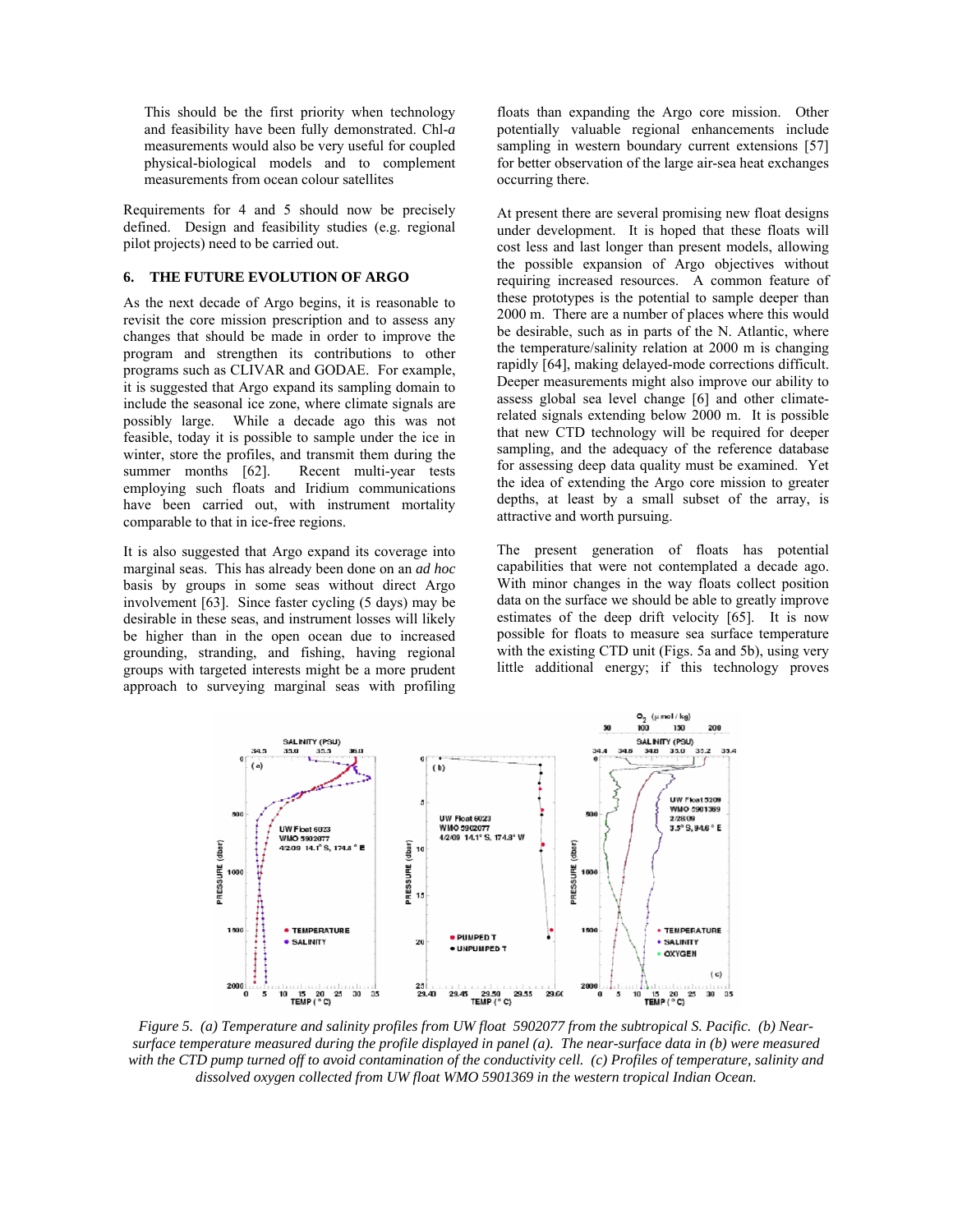This should be the first priority when technology and feasibility have been fully demonstrated. Chl-*a* measurements would also be very useful for coupled physical-biological models and to complement measurements from ocean colour satellites

Requirements for 4 and 5 should now be precisely defined. Design and feasibility studies (e.g. regional pilot projects) need to be carried out.

## 6. THE FUTURE EVOLUTION OF ARGO

As the next decade of Argo begins, it is reasonable to revisit the core mission prescription and to assess any changes that should be made in order to improve the program and strengthen its contributions to other programs such as CLIVAR and GODAE. For example, it is suggested that Argo expand its sampling domain to include the seasonal ice zone, where climate signals are possibly large. While a decade ago this was not feasible, today it is possible to sample under the ice in winter, store the profiles, and transmit them during the summer months [62]. Recent multi-year tests employing such floats and Iridium communications have been carried out, with instrument mortality comparable to that in ice-free regions.

It is also suggested that Argo expand its coverage into marginal seas. This has already been done on an *ad hoc* basis by groups in some seas without direct Argo involvement [63]. Since faster cycling (5 days) may be desirable in these seas, and instrument losses will likely be higher than in the open ocean due to increased grounding, stranding, and fishing, having regional groups with targeted interests might be a more prudent approach to surveying marginal seas with profiling floats than expanding the Argo core mission. Other potentially valuable regional enhancements include sampling in western boundary current extensions [57] for better observation of the large air-sea heat exchanges occurring there.

At present there are several promising new float designs under development. It is hoped that these floats will cost less and last longer than present models, allowing the possible expansion of Argo objectives without requiring increased resources. A common feature of these prototypes is the potential to sample deeper than 2000 m. There are a number of places where this would be desirable, such as in parts of the N. Atlantic, where the temperature/salinity relation at 2000 m is changing rapidly [64], making delayed-mode corrections difficult. Deeper measurements might also improve our ability to assess global sea level change [6] and other climate-related signals extending below 2000 m. It is possible that new CTD technology will be required for deeper sampling, and the adequacy of the reference database for assessing deep data quality must be examined. Yet the idea of extending the Argo core mission to greater depths, at least by a small subset of the array, is attractive and worth pursuing.

The present generation of floats has potential capabilities that were not contemplated a decade ago. With minor changes in the way floats collect position data on the surface we should be able to greatly improve estimates of the deep drift velocity [65]. It is now possible for floats to measure sea surface temperature with the existing CTD unit (Figs. 5a and 5b), using very little additional energy; if this technology proves

*Figure 5. (a) Temperature and salinity profiles from UW float 5902077 from the subtropical S. Pacific. (b) Near-surface temperature measured during the profile displayed in panel (a). The near-surface data in (b) were measured with the CTD pump turned off to avoid contamination of the conductivity cell. (c) Profiles of temperature, salinity and dissolved oxygen collected from UW float WMO 5901369 in the western tropical Indian Ocean.*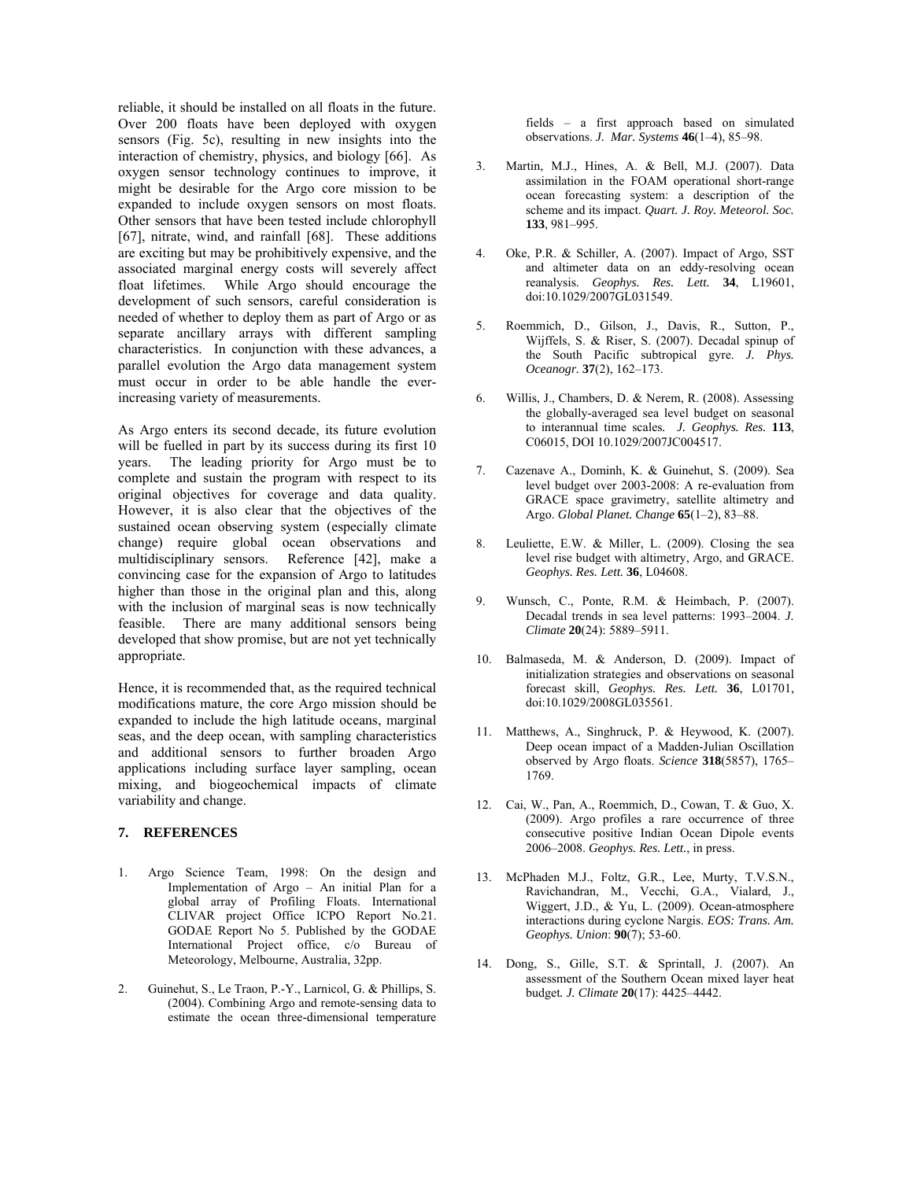reliable, it should be installed on all floats in the future. Over 200 floats have been deployed with oxygen sensors (Fig. 5c), resulting in new insights into the interaction of chemistry, physics, and biology [66]. As oxygen sensor technology continues to improve, it might be desirable for the Argo core mission to be expanded to include oxygen sensors on most floats. Other sensors that have been tested include chlorophyll [67], nitrate, wind, and rainfall [68]. These additions are exciting but may be prohibitively expensive, and the associated marginal energy costs will severely affect float lifetimes. While Argo should encourage the development of such sensors, careful consideration is needed of whether to deploy them as part of Argo or as separate ancillary arrays with different sampling characteristics. In conjunction with these advances, a parallel evolution the Argo data management system must occur in order to be able handle the ever-increasing variety of measurements.

As Argo enters its second decade, its future evolution will be fuelled in part by its success during its first 10 years. The leading priority for Argo must be to complete and sustain the program with respect to its original objectives for coverage and data quality. However, it is also clear that the objectives of the sustained ocean observing system (especially climate change) require global ocean observations and multidisciplinary sensors. Reference [42], make a convincing case for the expansion of Argo to latitudes higher than those in the original plan and this, along with the inclusion of marginal seas is now technically feasible. There are many additional sensors being developed that show promise, but are not yet technically appropriate.

Hence, it is recommended that, as the required technical modifications mature, the core Argo mission should be expanded to include the high latitude oceans, marginal seas, and the deep ocean, with sampling characteristics and additional sensors to further broaden Argo applications including surface layer sampling, ocean mixing, and biogeochemical impacts of climate variability and change.

## 7. REFERENCES

1. Argo Science Team, 1998: On the design and Implementation of Argo – An initial Plan for a global array of Profiling Floats. International CLIVAR project Office ICPO Report No.21. GODAE Report No 5. Published by the GODAE International Project office, c/o Bureau of Meteorology, Melbourne, Australia, 32pp.

2. Guinehut, S., Le Traon, P.-Y., Larnicol, G. & Phillips, S. (2004). Combining Argo and remote-sensing data to estimate the ocean three-dimensional temperature fields – a first approach based on simulated observations. *J. Mar. Systems* **46**(1–4), 85–98.

3. Martin, M.J., Hines, A. & Bell, M.J. (2007). Data assimilation in the FOAM operational short-range ocean forecasting system: a description of the scheme and its impact. *Quart. J. Roy. Meteorol. Soc.* **133**, 981–995.

4. Oke, P.R. & Schiller, A. (2007). Impact of Argo, SST and altimeter data on an eddy-resolving ocean reanalysis. *Geophys. Res. Lett.* **34**, L19601, doi:10.1029/2007GL031549.

5. Roemmich, D., Gilson, J., Davis, R., Sutton, P., Wijffels, S. & Riser, S. (2007). Decadal spinup of the South Pacific subtropical gyre. *J. Phys. Oceanogr.* **37**(2), 162–173.

6. Willis, J., Chambers, D. & Nerem, R. (2008). Assessing the globally-averaged sea level budget on seasonal to interannual time scales. *J. Geophys. Res.* **113**, C06015, DOI 10.1029/2007JC004517.

7. Cazenave A., Dominh, K. & Guinehut, S. (2009). Sea level budget over 2003-2008: A re-evaluation from GRACE space gravimetry, satellite altimetry and Argo. *Global Planet. Change* **65**(1–2), 83–88.

8. Leuliette, E.W. & Miller, L. (2009). Closing the sea level rise budget with altimetry, Argo, and GRACE. *Geophys. Res. Lett.* **36**, L04608.

9. Wunsch, C., Ponte, R.M. & Heimbach, P. (2007). Decadal trends in sea level patterns: 1993–2004. *J. Climate* **20**(24): 5889–5911.

10. Balmaseda, M. & Anderson, D. (2009). Impact of initialization strategies and observations on seasonal forecast skill, *Geophys. Res. Lett.* **36**, L01701, doi:10.1029/2008GL035561.

11. Matthews, A., Singhruck, P. & Heywood, K. (2007). Deep ocean impact of a Madden-Julian Oscillation observed by Argo floats. *Science* **318**(5857), 1765–1769.

12. Cai, W., Pan, A., Roemmich, D., Cowan, T. & Guo, X. (2009). Argo profiles a rare occurrence of three consecutive positive Indian Ocean Dipole events 2006–2008. *Geophys. Res. Lett.*, in press.

13. McPhaden M.J., Foltz, G.R., Lee, Murty, T.V.S.N., Ravichandran, M., Vecchi, G.A., Vialard, J., Wiggert, J.D., & Yu, L. (2009). Ocean-atmosphere interactions during cyclone Nargis. *EOS: Trans. Am. Geophys. Union*: **90**(7); 53-60.

14. Dong, S., Gille, S.T. & Sprintall, J. (2007). An assessment of the Southern Ocean mixed layer heat budget. *J. Climate* **20**(17): 4425–4442.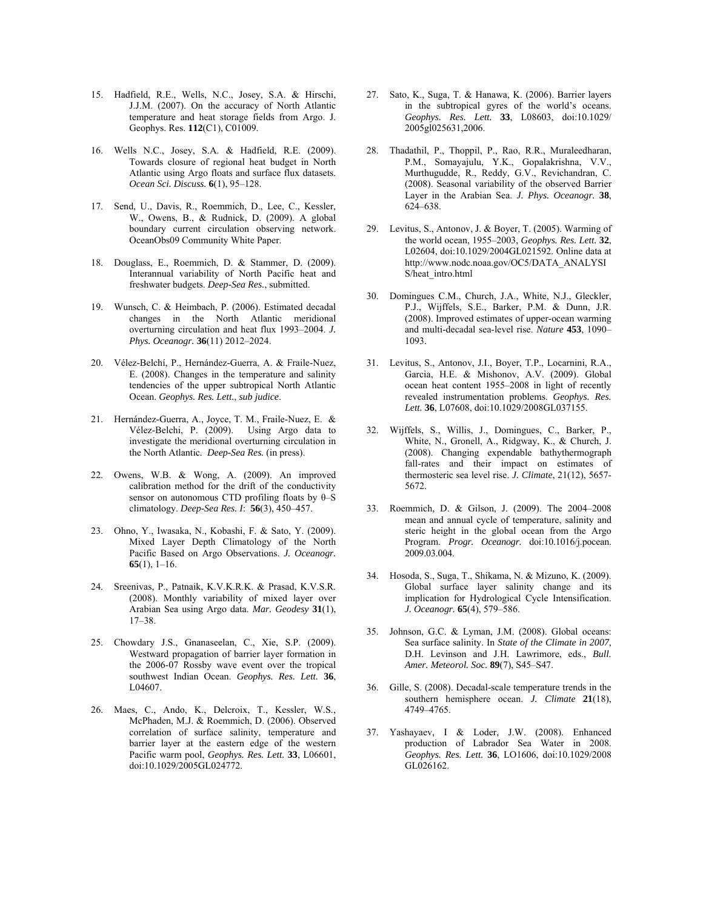15. Hadfield, R.E., Wells, N.C., Josey, S.A. & Hirschi, J.J.M. (2007). On the accuracy of North Atlantic temperature and heat storage fields from Argo. J. Geophys. Res. **112**(C1), C01009.

16. Wells N.C., Josey, S.A. & Hadfield, R.E. (2009). Towards closure of regional heat budget in North Atlantic using Argo floats and surface flux datasets. *Ocean Sci. Discuss.* **6**(1), 95–128.

17. Send, U., Davis, R., Roemmich, D., Lee, C., Kessler, W., Owens, B., & Rudnick, D. (2009). A global boundary current circulation observing network. OceanObs09 Community White Paper.

18. Douglass, E., Roemmich, D. & Stammer, D. (2009). Interannual variability of North Pacific heat and freshwater budgets. *Deep-Sea Res.*, submitted.

19. Wunsch, C. & Heimbach, P. (2006). Estimated decadal changes in the North Atlantic meridional overturning circulation and heat flux 1993–2004. *J. Phys. Oceanogr.* **36**(11) 2012–2024.

20. Vélez-Belchí, P., Hernández-Guerra, A. & Fraile-Nuez, E. (2008). Changes in the temperature and salinity tendencies of the upper subtropical North Atlantic Ocean. *Geophys. Res. Lett.*, *sub judice*.

21. Hernández-Guerra, A., Joyce, T. M., Fraile-Nuez, E. & Vélez-Belchi, P. (2009). Using Argo data to investigate the meridional overturning circulation in the North Atlantic. *Deep-Sea Res.* (in press).

22. Owens, W.B. & Wong, A. (2009). An improved calibration method for the drift of the conductivity sensor on autonomous CTD profiling floats by θ–S climatology. *Deep-Sea Res. I*: **56**(3), 450–457.

23. Ohno, Y., Iwasaka, N., Kobashi, F. & Sato, Y. (2009). Mixed Layer Depth Climatology of the North Pacific Based on Argo Observations. *J. Oceanogr.* **65**(1), 1–16.

24. Sreenivas, P., Patnaik, K.V.K.R.K. & Prasad, K.V.S.R. (2008). Monthly variability of mixed layer over Arabian Sea using Argo data. *Mar. Geodesy* **31**(1), 17–38.

25. Chowdary J.S., Gnanaseelan, C., Xie, S.P. (2009). Westward propagation of barrier layer formation in the 2006-07 Rossby wave event over the tropical southwest Indian Ocean. *Geophys. Res. Lett.* **36**, L04607.

26. Maes, C., Ando, K., Delcroix, T., Kessler, W.S., McPhaden, M.J. & Roemmich, D. (2006). Observed correlation of surface salinity, temperature and barrier layer at the eastern edge of the western Pacific warm pool, *Geophys. Res. Lett.* **33**, L06601, doi:10.1029/2005GL024772.

27. Sato, K., Suga, T. & Hanawa, K. (2006). Barrier layers in the subtropical gyres of the world's oceans. *Geophys. Res. Lett.* **33**, L08603, doi:10.1029/ 2005gl025631,2006.

28. Thadathil, P., Thoppil, P., Rao, R.R., Muraleedharan, P.M., Somayajulu, Y.K., Gopalakrishna, V.V., Murthugudde, R., Reddy, G.V., Revichandran, C. (2008). Seasonal variability of the observed Barrier Layer in the Arabian Sea. *J. Phys. Oceanogr.* **38**, 624–638.

29. Levitus, S., Antonov, J. & Boyer, T. (2005). Warming of the world ocean, 1955–2003, *Geophys. Res. Lett.* **32**, L02604, doi:10.1029/2004GL021592. Online data at http://www.nodc.noaa.gov/OC5/DATA_ANALYSIS/heat_intro.html

30. Domingues C.M., Church, J.A., White, N.J., Gleckler, P.J., Wijffels, S.E., Barker, P.M. & Dunn, J.R. (2008). Improved estimates of upper-ocean warming and multi-decadal sea-level rise. *Nature* **453**, 1090–1093.

31. Levitus, S., Antonov, J.I., Boyer, T.P., Locarnini, R.A., Garcia, H.E. & Mishonov, A.V. (2009). Global ocean heat content 1955–2008 in light of recently revealed instrumentation problems. *Geophys. Res. Lett.* **36**, L07608, doi:10.1029/2008GL037155.

32. Wijffels, S., Willis, J., Domingues, C., Barker, P., White, N., Gronell, A., Ridgway, K., & Church, J. (2008). Changing expendable bathythermograph fall-rates and their impact on estimates of thermosteric sea level rise. *J. Climate*, 21(12), 5657-5672.

33. Roemmich, D. & Gilson, J. (2009). The 2004–2008 mean and annual cycle of temperature, salinity and steric height in the global ocean from the Argo Program. *Progr. Oceanogr.* doi:10.1016/j.pocean. 2009.03.004.

34. Hosoda, S., Suga, T., Shikama, N. & Mizuno, K. (2009). Global surface layer salinity change and its implication for Hydrological Cycle Intensification. *J. Oceanogr.* **65**(4), 579–586.

35. Johnson, G.C. & Lyman, J.M. (2008). Global oceans: Sea surface salinity. In *State of the Climate in 2007*, D.H. Levinson and J.H. Lawrimore, eds., *Bull. Amer. Meteorol. Soc.* **89**(7), S45–S47.

36. Gille, S. (2008). Decadal-scale temperature trends in the southern hemisphere ocean. *J. Climate* **21**(18), 4749–4765.

37. Yashayaev, I & Loder, J.W. (2008). Enhanced production of Labrador Sea Water in 2008. *Geophys. Res. Lett.* **36**, LO1606, doi:10.1029/2008 GL026162.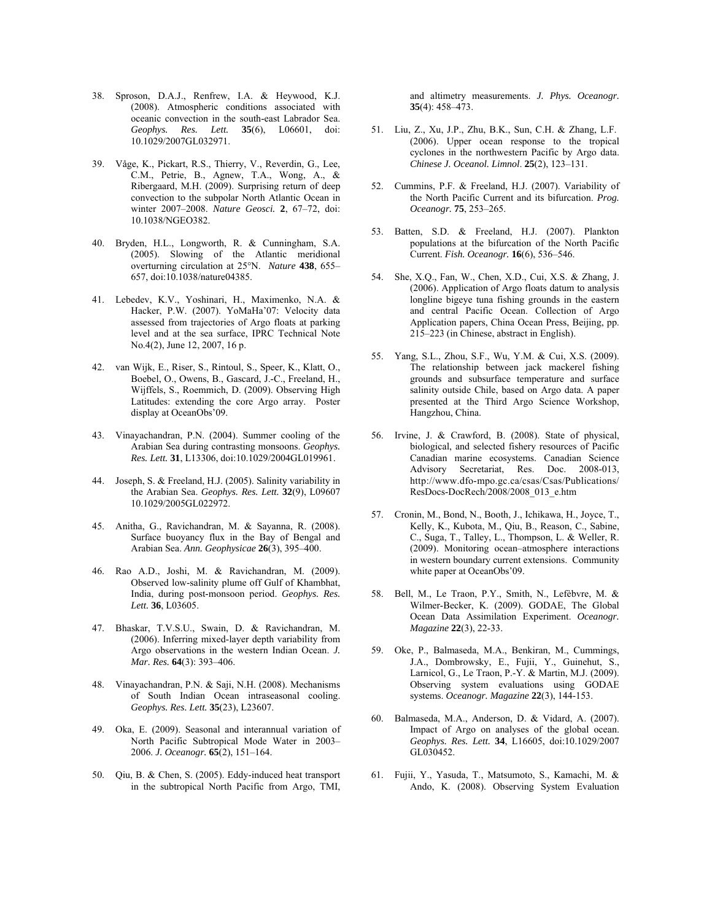38. Sproson, D.A.J., Renfrew, I.A. & Heywood, K.J. (2008). Atmospheric conditions associated with oceanic convection in the south-east Labrador Sea. *Geophys. Res. Lett.* **35**(6), L06601, doi: 10.1029/2007GL032971.

39. Våge, K., Pickart, R.S., Thierry, V., Reverdin, G., Lee, C.M., Petrie, B., Agnew, T.A., Wong, A., & Ribergaard, M.H. (2009). Surprising return of deep convection to the subpolar North Atlantic Ocean in winter 2007–2008. *Nature Geosci.* **2**, 67–72, doi: 10.1038/NGEO382.

40. Bryden, H.L., Longworth, R. & Cunningham, S.A. (2005). Slowing of the Atlantic meridional overturning circulation at 25°N. *Nature* **438**, 655–657, doi:10.1038/nature04385.

41. Lebedev, K.V., Yoshinari, H., Maximenko, N.A. & Hacker, P.W. (2007). YoMaHa'07: Velocity data assessed from trajectories of Argo floats at parking level and at the sea surface, IPRC Technical Note No.4(2), June 12, 2007, 16 p.

42. van Wijk, E., Riser, S., Rintoul, S., Speer, K., Klatt, O., Boebel, O., Owens, B., Gascard, J.-C., Freeland, H., Wijffels, S., Roemmich, D. (2009). Observing High Latitudes: extending the core Argo array. Poster display at OceanObs'09.

43. Vinayachandran, P.N. (2004). Summer cooling of the Arabian Sea during contrasting monsoons. *Geophys. Res. Lett.* **31**, L13306, doi:10.1029/2004GL019961.

44. Joseph, S. & Freeland, H.J. (2005). Salinity variability in the Arabian Sea. *Geophys. Res. Lett.* **32**(9), L09607 10.1029/2005GL022972.

45. Anitha, G., Ravichandran, M. & Sayanna, R. (2008). Surface buoyancy flux in the Bay of Bengal and Arabian Sea. *Ann. Geophysicae* **26**(3), 395–400.

46. Rao A.D., Joshi, M. & Ravichandran, M. (2009). Observed low-salinity plume off Gulf of Khambhat, India, during post-monsoon period. *Geophys. Res. Lett.* **36**, L03605.

47. Bhaskar, T.V.S.U., Swain, D. & Ravichandran, M. (2006). Inferring mixed-layer depth variability from Argo observations in the western Indian Ocean. *J. Mar. Res.* **64**(3): 393–406.

48. Vinayachandran, P.N. & Saji, N.H. (2008). Mechanisms of South Indian Ocean intraseasonal cooling. *Geophys. Res. Lett.* **35**(23), L23607.

49. Oka, E. (2009). Seasonal and interannual variation of North Pacific Subtropical Mode Water in 2003–2006. *J. Oceanogr.* **65**(2), 151–164.

50. Qiu, B. & Chen, S. (2005). Eddy-induced heat transport in the subtropical North Pacific from Argo, TMI, and altimetry measurements. *J. Phys. Oceanogr.* **35**(4): 458–473.

51. Liu, Z., Xu, J.P., Zhu, B.K., Sun, C.H. & Zhang, L.F. (2006). Upper ocean response to the tropical cyclones in the northwestern Pacific by Argo data. *Chinese J. Oceanol. Limnol*. **25**(2), 123–131.

52. Cummins, P.F. & Freeland, H.J. (2007). Variability of the North Pacific Current and its bifurcation. *Prog. Oceanogr.* **75**, 253–265.

53. Batten, S.D. & Freeland, H.J. (2007). Plankton populations at the bifurcation of the North Pacific Current. *Fish. Oceanogr.* **16**(6), 536–546.

54. She, X.Q., Fan, W., Chen, X.D., Cui, X.S. & Zhang, J. (2006). Application of Argo floats datum to analysis longline bigeye tuna fishing grounds in the eastern and central Pacific Ocean. Collection of Argo Application papers, China Ocean Press, Beijing, pp. 215–223 (in Chinese, abstract in English).

55. Yang, S.L., Zhou, S.F., Wu, Y.M. & Cui, X.S. (2009). The relationship between jack mackerel fishing grounds and subsurface temperature and surface salinity outside Chile, based on Argo data. A paper presented at the Third Argo Science Workshop, Hangzhou, China.

56. Irvine, J. & Crawford, B. (2008). State of physical, biological, and selected fishery resources of Pacific Canadian marine ecosystems. Canadian Science Advisory Secretariat, Res. Doc. 2008-013, http://www.dfo-mpo.gc.ca/csas/Csas/Publications/ResDocs-DocRech/2008/2008_013_e.htm

57. Cronin, M., Bond, N., Booth, J., Ichikawa, H., Joyce, T., Kelly, K., Kubota, M., Qiu, B., Reason, C., Sabine, C., Suga, T., Talley, L., Thompson, L. & Weller, R. (2009). Monitoring ocean–atmosphere interactions in western boundary current extensions. Community white paper at OceanObs'09.

58. Bell, M., Le Traon, P.Y., Smith, N., Lefèbvre, M. & Wilmer-Becker, K. (2009). GODAE, The Global Ocean Data Assimilation Experiment. *Oceanogr. Magazine* **22**(3), 22-33.

59. Oke, P., Balmaseda, M.A., Benkiran, M., Cummings, J.A., Dombrowsky, E., Fujii, Y., Guinehut, S., Larnicol, G., Le Traon, P.-Y. & Martin, M.J. (2009). Observing system evaluations using GODAE systems. *Oceanogr. Magazine* **22**(3), 144-153.

60. Balmaseda, M.A., Anderson, D. & Vidard, A. (2007). Impact of Argo on analyses of the global ocean. *Geophys. Res. Lett.* **34**, L16605, doi:10.1029/2007 GL030452.

61. Fujii, Y., Yasuda, T., Matsumoto, S., Kamachi, M. & Ando, K. (2008). Observing System Evaluation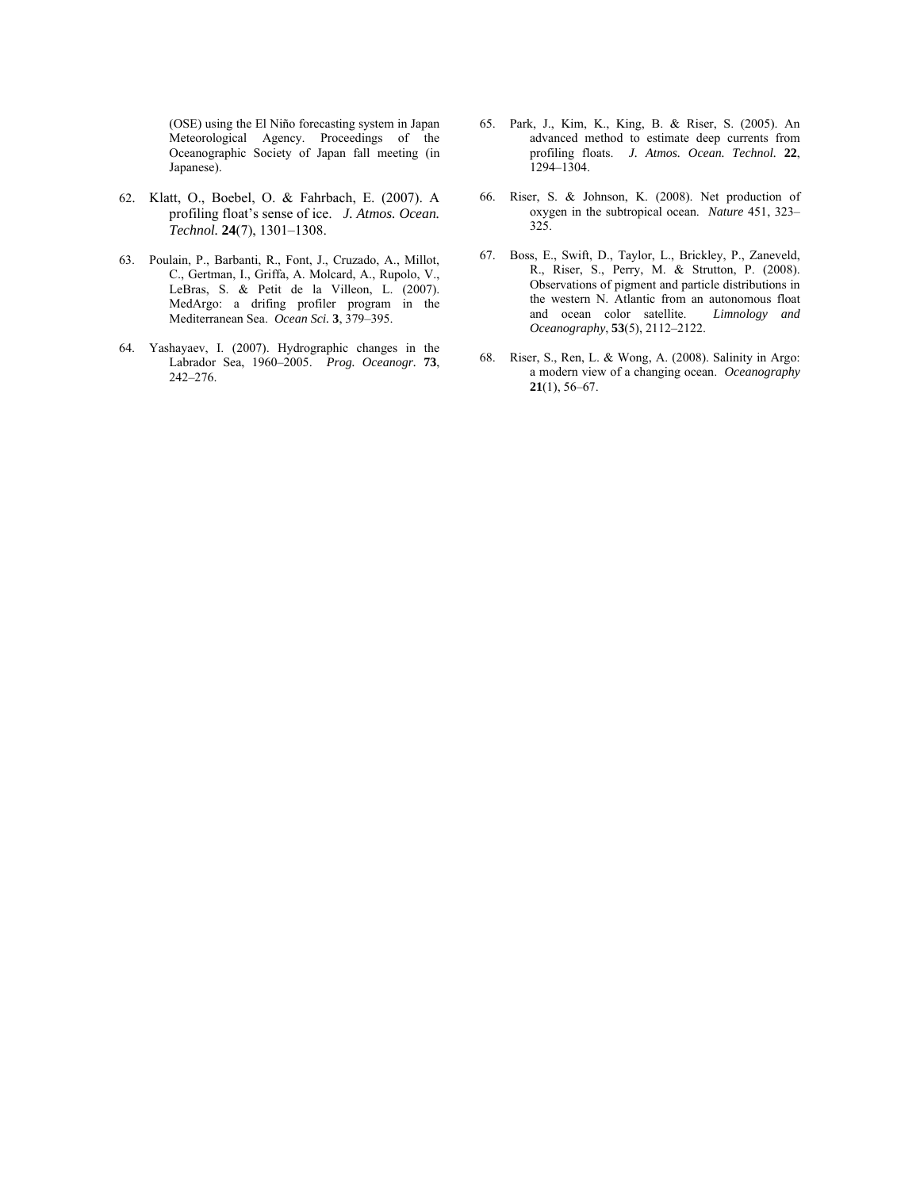(OSE) using the El Niño forecasting system in Japan Meteorological Agency. Proceedings of the Oceanographic Society of Japan fall meeting (in Japanese).

62. Klatt, O., Boebel, O. & Fahrbach, E. (2007). A profiling float's sense of ice. *J. Atmos. Ocean. Technol.* **24**(7), 1301–1308.

63. Poulain, P., Barbanti, R., Font, J., Cruzado, A., Millot, C., Gertman, I., Griffa, A. Molcard, A., Rupolo, V., LeBras, S. & Petit de la Villeon, L. (2007). MedArgo: a drifing profiler program in the Mediterranean Sea. *Ocean Sci.* **3**, 379–395.

64. Yashayaev, I. (2007). Hydrographic changes in the Labrador Sea, 1960–2005. *Prog. Oceanogr.* **73**, 242–276.

65. Park, J., Kim, K., King, B. & Riser, S. (2005). An advanced method to estimate deep currents from profiling floats. *J. Atmos. Ocean. Technol.* **22**, 1294–1304.

66. Riser, S. & Johnson, K. (2008). Net production of oxygen in the subtropical ocean. *Nature* 451, 323–325.

67. Boss, E., Swift, D., Taylor, L., Brickley, P., Zaneveld, R., Riser, S., Perry, M. & Strutton, P. (2008). Observations of pigment and particle distributions in the western N. Atlantic from an autonomous float and ocean color satellite. *Limnology and Oceanography*, **53**(5), 2112–2122.

68. Riser, S., Ren, L. & Wong, A. (2008). Salinity in Argo: a modern view of a changing ocean. *Oceanography* **21**(1), 56–67.